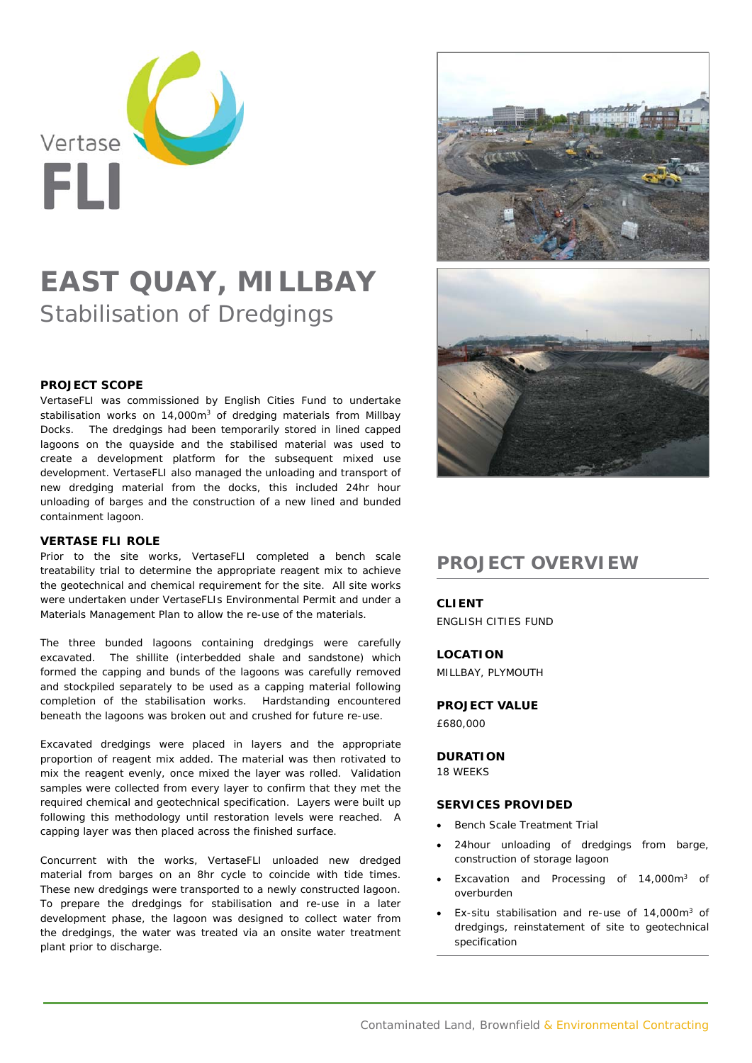Vertase FLI

# EAST QUAY, MILLBAY

## Stabilisation of Dredgings

### PROJECT SCOPE

VertaseFLI was commissioned by English Cities Fund to undertake stabilisation works on 14,000m$^3$ of dredging materials from Millbay Docks. The dredgings had been temporarily stored in lined capped lagoons on the quayside and the stabilised material was used to create a development platform for the subsequent mixed use development. VertaseFLI also managed the unloading and transport of new dredging material from the docks, this included 24hr hour unloading of barges and the construction of a new lined and bunded containment lagoon.

### VERTASE FLI ROLE

Prior to the site works, VertaseFLI completed a bench scale treatability trial to determine the appropriate reagent mix to achieve the geotechnical and chemical requirement for the site. All site works were undertaken under VertaseFLIs Environmental Permit and under a Materials Management Plan to allow the re-use of the materials.

The three bunded lagoons containing dredgings were carefully excavated. The shillite (interbedded shale and sandstone) which formed the capping and bunds of the lagoons was carefully removed and stockpiled separately to be used as a capping material following completion of the stabilisation works. Hardstanding encountered beneath the lagoons was broken out and crushed for future re-use.

Excavated dredgings were placed in layers and the appropriate proportion of reagent mix added. The material was then rotivated to mix the reagent evenly, once mixed the layer was rolled. Validation samples were collected from every layer to confirm that they met the required chemical and geotechnical specification. Layers were built up following this methodology until restoration levels were reached. A capping layer was then placed across the finished surface.

Concurrent with the works, VertaseFLI unloaded new dredged material from barges on an 8hr cycle to coincide with tide times. These new dredgings were transported to a newly constructed lagoon. To prepare the dredgings for stabilisation and re-use in a later development phase, the lagoon was designed to collect water from the dredgings, the water was treated via an onsite water treatment plant prior to discharge.

## PROJECT OVERVIEW

**CLIENT**

ENGLISH CITIES FUND

**LOCATION**

MILLBAY, PLYMOUTH

**PROJECT VALUE**

£680,000

**DURATION**

18 WEEKS

**SERVICES PROVIDED**

- Bench Scale Treatment Trial
- 24hour unloading of dredgings from barge, construction of storage lagoon
- Excavation and Processing of 14,000m$^3$ of overburden
- Ex-situ stabilisation and re-use of 14,000m$^3$ of dredgings, reinstatement of site to geotechnical specification

Contaminated Land, Brownfield & Environmental Contracting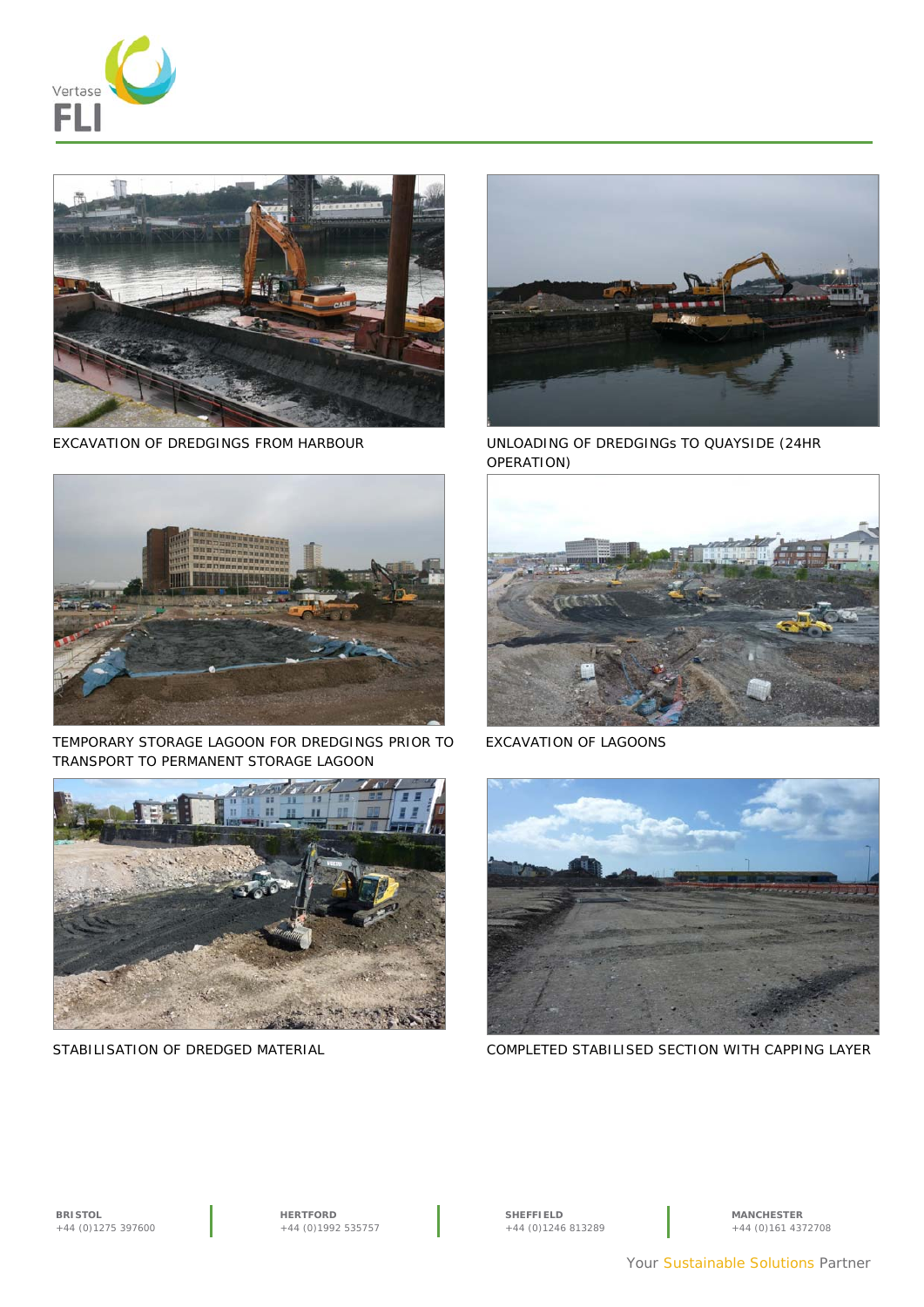EXCAVATION OF DREDGINGS FROM HARBOUR

UNLOADING OF DREDGINGs TO QUAYSIDE (24HR OPERATION)

TEMPORARY STORAGE LAGOON FOR DREDGINGS PRIOR TO TRANSPORT TO PERMANENT STORAGE LAGOON

EXCAVATION OF LAGOONS

STABILISATION OF DREDGED MATERIAL

COMPLETED STABILISED SECTION WITH CAPPING LAYER

**BRISTOL**
+44 (0)1275 397600

**HERTFORD**
+44 (0)1992 535757

**SHEFFIELD**
+44 (0)1246 813289

**MANCHESTER**
+44 (0)161 4372708

Your Sustainable Solutions Partner